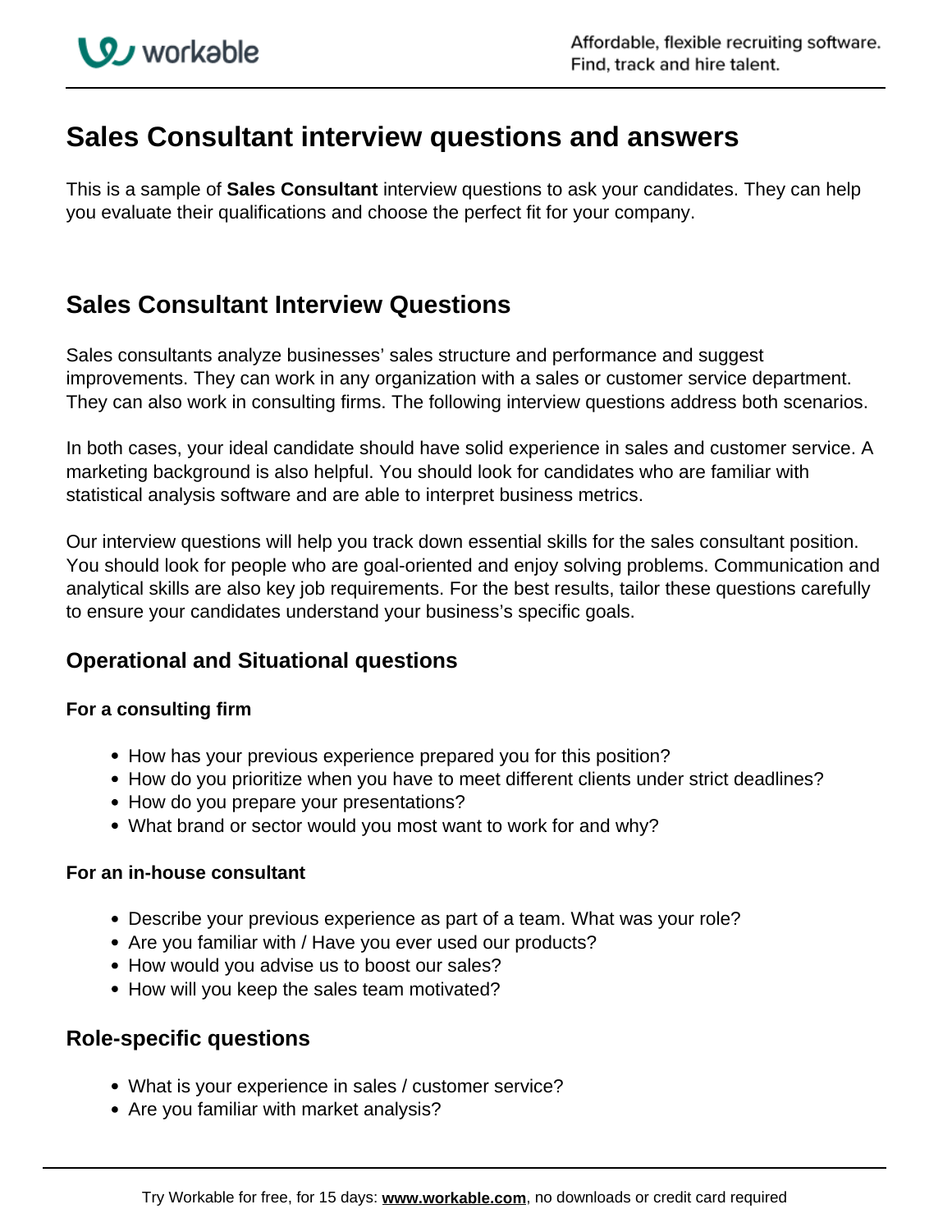# Sales Consultant interview questions and answers

This is a sample of **Sales Consultant** interview questions to ask your candidates. They can help you evaluate their qualifications and choose the perfect fit for your company.

## Sales Consultant Interview Questions

Sales consultants analyze businesses' sales structure and performance and suggest improvements. They can work in any organization with a sales or customer service department. They can also work in consulting firms. The following interview questions address both scenarios.

In both cases, your ideal candidate should have solid experience in sales and customer service. A marketing background is also helpful. You should look for candidates who are familiar with statistical analysis software and are able to interpret business metrics.

Our interview questions will help you track down essential skills for the sales consultant position. You should look for people who are goal-oriented and enjoy solving problems. Communication and analytical skills are also key job requirements. For the best results, tailor these questions carefully to ensure your candidates understand your business's specific goals.

### Operational and Situational questions

#### For a consulting firm

- How has your previous experience prepared you for this position?
- How do you prioritize when you have to meet different clients under strict deadlines?
- How do you prepare your presentations?
- What brand or sector would you most want to work for and why?

#### For an in-house consultant

- Describe your previous experience as part of a team. What was your role?
- Are you familiar with / Have you ever used our products?
- How would you advise us to boost our sales?
- How will you keep the sales team motivated?

### Role-specific questions

- What is your experience in sales / customer service?
- Are you familiar with market analysis?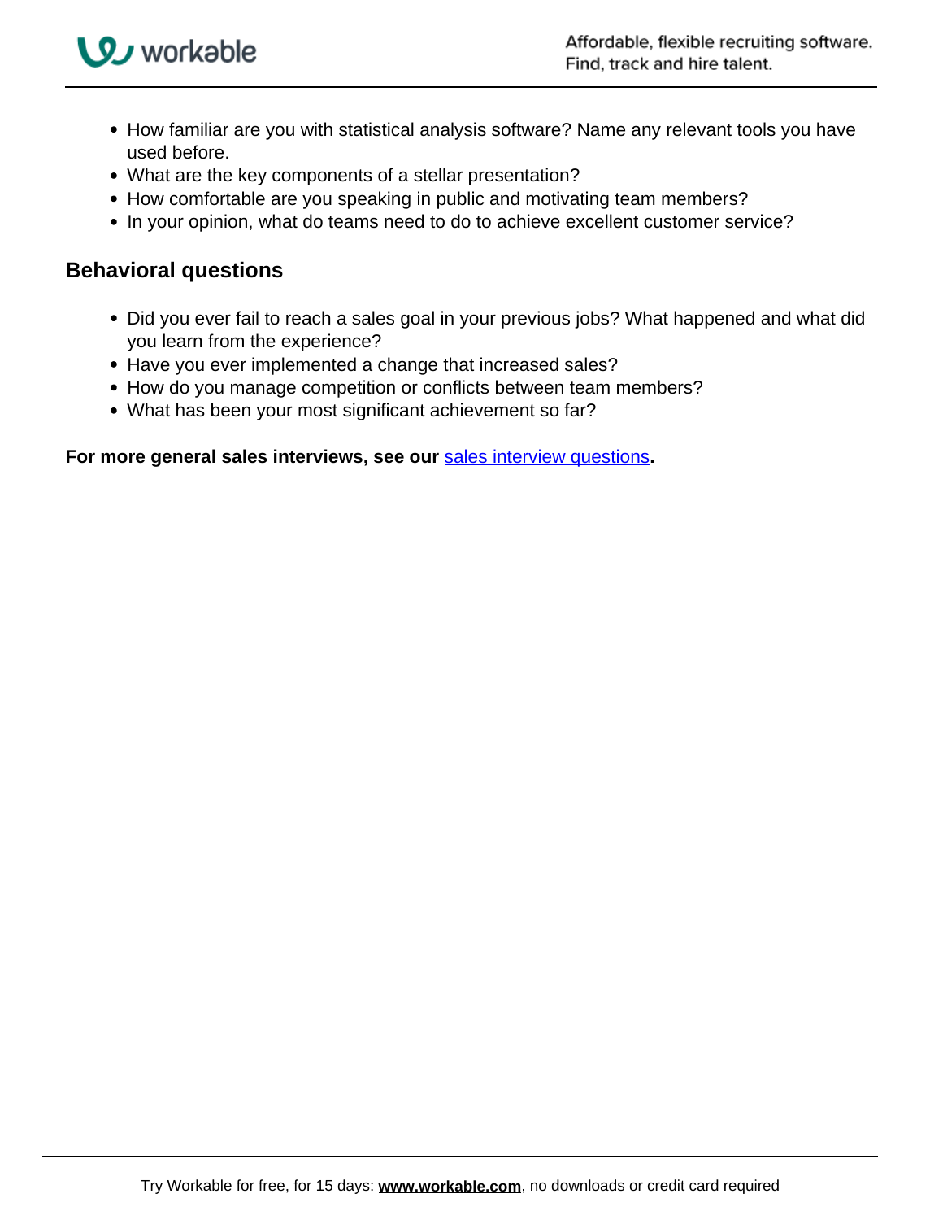- How familiar are you with statistical analysis software? Name any relevant tools you have used before.
- What are the key components of a stellar presentation?
- How comfortable are you speaking in public and motivating team members?
- In your opinion, what do teams need to do to achieve excellent customer service?

## Behavioral questions

- Did you ever fail to reach a sales goal in your previous jobs? What happened and what did you learn from the experience?
- Have you ever implemented a change that increased sales?
- How do you manage competition or conflicts between team members?
- What has been your most significant achievement so far?

**For more general sales interviews, see our sales interview questions.**